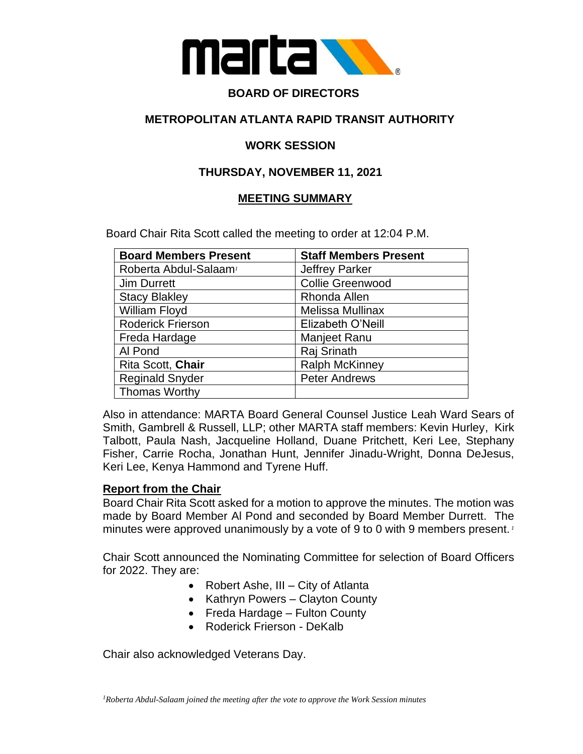# BOARD OF DIRECTORS

## METROPOLITAN ATLANTA RAPID TRANSIT AUTHORITY

## WORK SESSION

## THURSDAY, NOVEMBER 11, 2021

## MEETING SUMMARY

Board Chair Rita Scott called the meeting to order at 12:04 P.M.

| Board Members Present | Staff Members Present |
|---|---|
| Roberta Abdul-Salaam[1] | Jeffrey Parker |
| Jim Durrett | Collie Greenwood |
| Stacy Blakley | Rhonda Allen |
| William Floyd | Melissa Mullinax |
| Roderick Frierson | Elizabeth O'Neill |
| Freda Hardage | Manjeet Ranu |
| Al Pond | Raj Srinath |
| Rita Scott, **Chair** | Ralph McKinney |
| Reginald Snyder | Peter Andrews |
| Thomas Worthy | |

Also in attendance: MARTA Board General Counsel Justice Leah Ward Sears of Smith, Gambrell & Russell, LLP; other MARTA staff members: Kevin Hurley, Kirk Talbott, Paula Nash, Jacqueline Holland, Duane Pritchett, Keri Lee, Stephany Fisher, Carrie Rocha, Jonathan Hunt, Jennifer Jinadu-Wright, Donna DeJesus, Keri Lee, Kenya Hammond and Tyrene Huff.

**Report from the Chair**

Board Chair Rita Scott asked for a motion to approve the minutes. The motion was made by Board Member Al Pond and seconded by Board Member Durrett. The minutes were approved unanimously by a vote of 9 to 0 with 9 members present.[1]

Chair Scott announced the Nominating Committee for selection of Board Officers for 2022. They are:

- Robert Ashe, III – City of Atlanta
- Kathryn Powers – Clayton County
- Freda Hardage – Fulton County
- Roderick Frierson - DeKalb

Chair also acknowledged Veterans Day.

*[1]Roberta Abdul-Salaam joined the meeting after the vote to approve the Work Session minutes*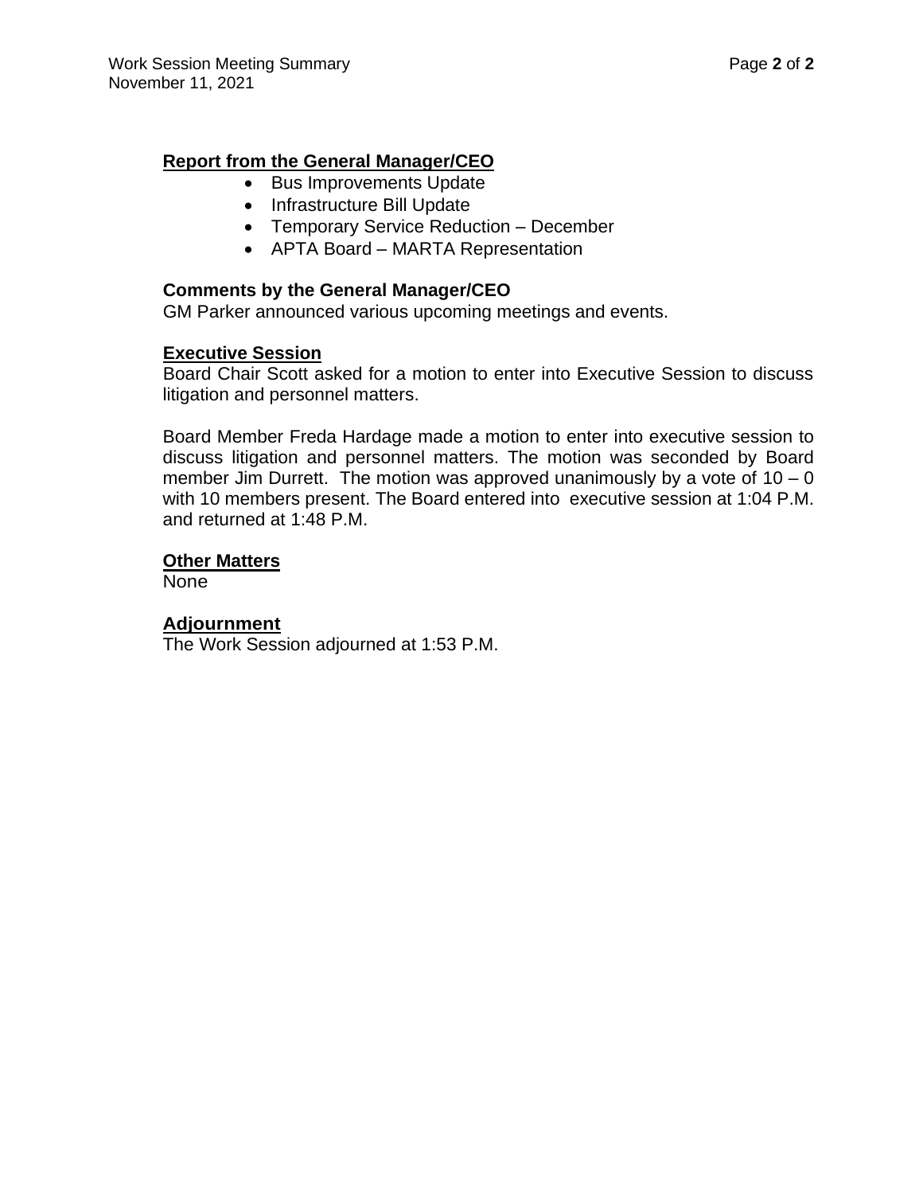## Report from the General Manager/CEO

- Bus Improvements Update
- Infrastructure Bill Update
- Temporary Service Reduction – December
- APTA Board – MARTA Representation

## Comments by the General Manager/CEO

GM Parker announced various upcoming meetings and events.

## Executive Session

Board Chair Scott asked for a motion to enter into Executive Session to discuss litigation and personnel matters.

Board Member Freda Hardage made a motion to enter into executive session to discuss litigation and personnel matters. The motion was seconded by Board member Jim Durrett. The motion was approved unanimously by a vote of 10 – 0 with 10 members present. The Board entered into executive session at 1:04 P.M. and returned at 1:48 P.M.

## Other Matters

None

## Adjournment

The Work Session adjourned at 1:53 P.M.